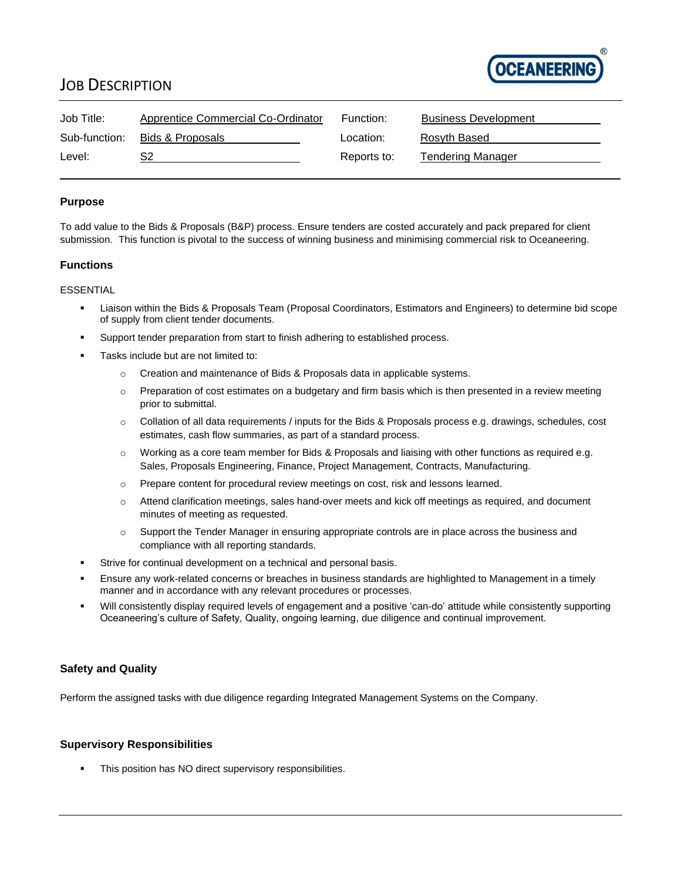# JOB DESCRIPTION

| Job Title: | Apprentice Commercial Co-Ordinator | Function: | Business Development |
| --- | --- | --- | --- |
| Sub-function: | Bids & Proposals | Location: | Rosyth Based |
| Level: | S2 | Reports to: | Tendering Manager |

## Purpose

To add value to the Bids & Proposals (B&P) process. Ensure tenders are costed accurately and pack prepared for client submission. This function is pivotal to the success of winning business and minimising commercial risk to Oceaneering.

## Functions

ESSENTIAL

- Liaison within the Bids & Proposals Team (Proposal Coordinators, Estimators and Engineers) to determine bid scope of supply from client tender documents.
- Support tender preparation from start to finish adhering to established process.
- Tasks include but are not limited to:
  - Creation and maintenance of Bids & Proposals data in applicable systems.
  - Preparation of cost estimates on a budgetary and firm basis which is then presented in a review meeting prior to submittal.
  - Collation of all data requirements / inputs for the Bids & Proposals process e.g. drawings, schedules, cost estimates, cash flow summaries, as part of a standard process.
  - Working as a core team member for Bids & Proposals and liaising with other functions as required e.g. Sales, Proposals Engineering, Finance, Project Management, Contracts, Manufacturing.
  - Prepare content for procedural review meetings on cost, risk and lessons learned.
  - Attend clarification meetings, sales hand-over meets and kick off meetings as required, and document minutes of meeting as requested.
  - Support the Tender Manager in ensuring appropriate controls are in place across the business and compliance with all reporting standards.
- Strive for continual development on a technical and personal basis.
- Ensure any work-related concerns or breaches in business standards are highlighted to Management in a timely manner and in accordance with any relevant procedures or processes.
- Will consistently display required levels of engagement and a positive 'can-do' attitude while consistently supporting Oceaneering's culture of Safety, Quality, ongoing learning, due diligence and continual improvement.

## Safety and Quality

Perform the assigned tasks with due diligence regarding Integrated Management Systems on the Company.

## Supervisory Responsibilities

- This position has NO direct supervisory responsibilities.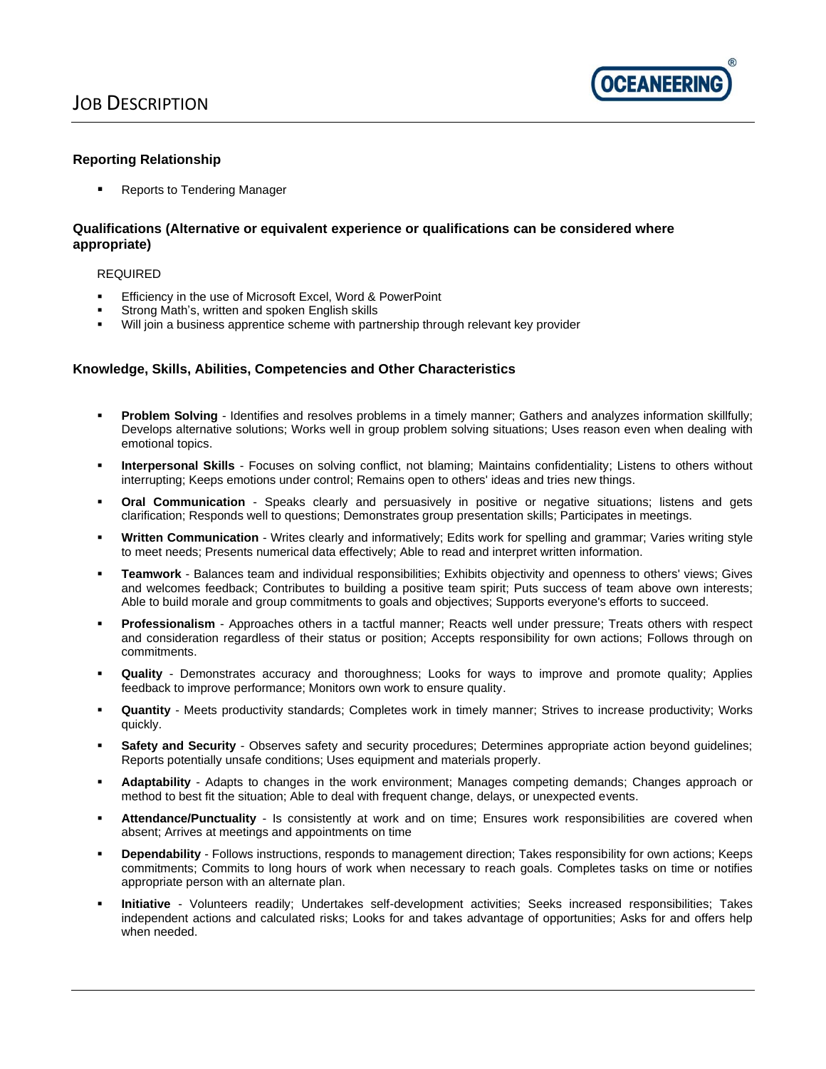## Reporting Relationship

- Reports to Tendering Manager

## Qualifications (Alternative or equivalent experience or qualifications can be considered where appropriate)

REQUIRED

- Efficiency in the use of Microsoft Excel, Word & PowerPoint
- Strong Math's, written and spoken English skills
- Will join a business apprentice scheme with partnership through relevant key provider

## Knowledge, Skills, Abilities, Competencies and Other Characteristics

- **Problem Solving** - Identifies and resolves problems in a timely manner; Gathers and analyzes information skillfully; Develops alternative solutions; Works well in group problem solving situations; Uses reason even when dealing with emotional topics.
- **Interpersonal Skills** - Focuses on solving conflict, not blaming; Maintains confidentiality; Listens to others without interrupting; Keeps emotions under control; Remains open to others' ideas and tries new things.
- **Oral Communication** - Speaks clearly and persuasively in positive or negative situations; listens and gets clarification; Responds well to questions; Demonstrates group presentation skills; Participates in meetings.
- **Written Communication** - Writes clearly and informatively; Edits work for spelling and grammar; Varies writing style to meet needs; Presents numerical data effectively; Able to read and interpret written information.
- **Teamwork** - Balances team and individual responsibilities; Exhibits objectivity and openness to others' views; Gives and welcomes feedback; Contributes to building a positive team spirit; Puts success of team above own interests; Able to build morale and group commitments to goals and objectives; Supports everyone's efforts to succeed.
- **Professionalism** - Approaches others in a tactful manner; Reacts well under pressure; Treats others with respect and consideration regardless of their status or position; Accepts responsibility for own actions; Follows through on commitments.
- **Quality** - Demonstrates accuracy and thoroughness; Looks for ways to improve and promote quality; Applies feedback to improve performance; Monitors own work to ensure quality.
- **Quantity** - Meets productivity standards; Completes work in timely manner; Strives to increase productivity; Works quickly.
- **Safety and Security** - Observes safety and security procedures; Determines appropriate action beyond guidelines; Reports potentially unsafe conditions; Uses equipment and materials properly.
- **Adaptability** - Adapts to changes in the work environment; Manages competing demands; Changes approach or method to best fit the situation; Able to deal with frequent change, delays, or unexpected events.
- **Attendance/Punctuality** - Is consistently at work and on time; Ensures work responsibilities are covered when absent; Arrives at meetings and appointments on time
- **Dependability** - Follows instructions, responds to management direction; Takes responsibility for own actions; Keeps commitments; Commits to long hours of work when necessary to reach goals. Completes tasks on time or notifies appropriate person with an alternate plan.
- **Initiative** - Volunteers readily; Undertakes self-development activities; Seeks increased responsibilities; Takes independent actions and calculated risks; Looks for and takes advantage of opportunities; Asks for and offers help when needed.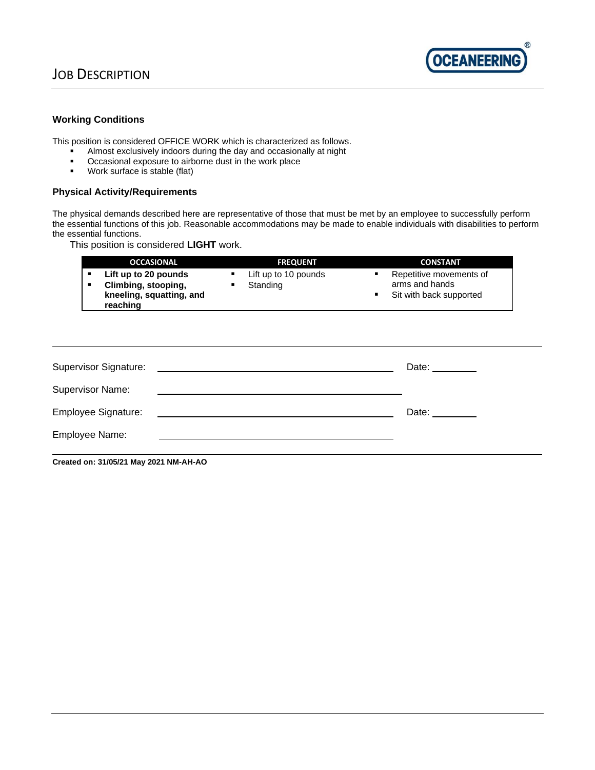## Working Conditions

This position is considered OFFICE WORK which is characterized as follows.

- Almost exclusively indoors during the day and occasionally at night
- Occasional exposure to airborne dust in the work place
- Work surface is stable (flat)

## Physical Activity/Requirements

The physical demands described here are representative of those that must be met by an employee to successfully perform the essential functions of this job. Reasonable accommodations may be made to enable individuals with disabilities to perform the essential functions.

This position is considered **LIGHT** work.

| OCCASIONAL | FREQUENT | CONSTANT |
|---|---|---|
| ▪ **Lift up to 20 pounds**<br>▪ **Climbing, stooping, kneeling, squatting, and reaching** | ▪ Lift up to 10 pounds<br>▪ Standing | ▪ Repetitive movements of arms and hands<br>▪ Sit with back supported |

Supervisor Signature: ______________________________ Date: ________

Supervisor Name: ______________________________

Employee Signature: ______________________________ Date: ________

Employee Name: ______________________________

**Created on: 31/05/21 May 2021 NM-AH-AO**